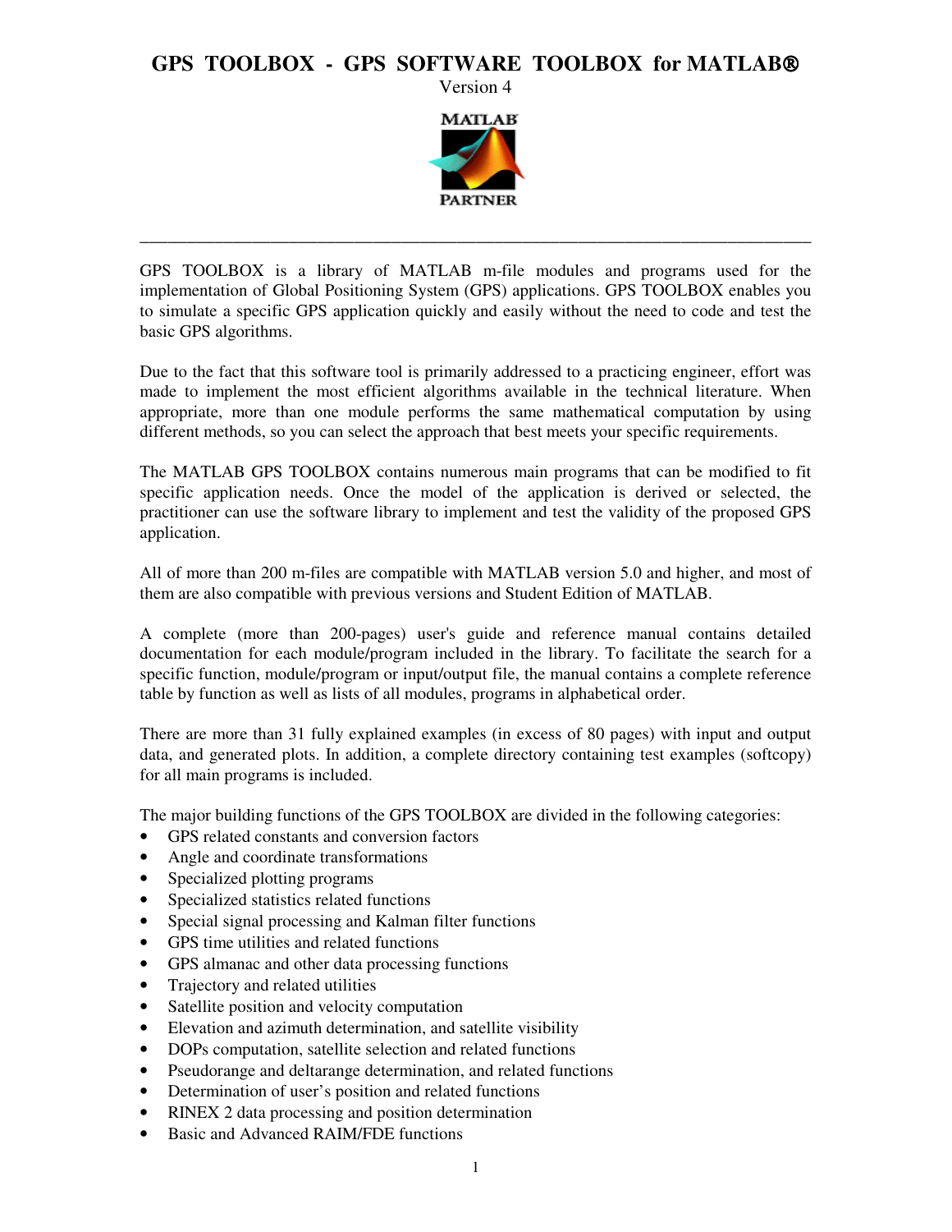# GPS TOOLBOX - GPS SOFTWARE TOOLBOX for MATLAB®

Version 4

---

GPS TOOLBOX is a library of MATLAB m-file modules and programs used for the implementation of Global Positioning System (GPS) applications. GPS TOOLBOX enables you to simulate a specific GPS application quickly and easily without the need to code and test the basic GPS algorithms.

Due to the fact that this software tool is primarily addressed to a practicing engineer, effort was made to implement the most efficient algorithms available in the technical literature. When appropriate, more than one module performs the same mathematical computation by using different methods, so you can select the approach that best meets your specific requirements.

The MATLAB GPS TOOLBOX contains numerous main programs that can be modified to fit specific application needs. Once the model of the application is derived or selected, the practitioner can use the software library to implement and test the validity of the proposed GPS application.

All of more than 200 m-files are compatible with MATLAB version 5.0 and higher, and most of them are also compatible with previous versions and Student Edition of MATLAB.

A complete (more than 200-pages) user's guide and reference manual contains detailed documentation for each module/program included in the library. To facilitate the search for a specific function, module/program or input/output file, the manual contains a complete reference table by function as well as lists of all modules, programs in alphabetical order.

There are more than 31 fully explained examples (in excess of 80 pages) with input and output data, and generated plots. In addition, a complete directory containing test examples (softcopy) for all main programs is included.

The major building functions of the GPS TOOLBOX are divided in the following categories:

- GPS related constants and conversion factors
- Angle and coordinate transformations
- Specialized plotting programs
- Specialized statistics related functions
- Special signal processing and Kalman filter functions
- GPS time utilities and related functions
- GPS almanac and other data processing functions
- Trajectory and related utilities
- Satellite position and velocity computation
- Elevation and azimuth determination, and satellite visibility
- DOPs computation, satellite selection and related functions
- Pseudorange and deltarange determination, and related functions
- Determination of user's position and related functions
- RINEX 2 data processing and position determination
- Basic and Advanced RAIM/FDE functions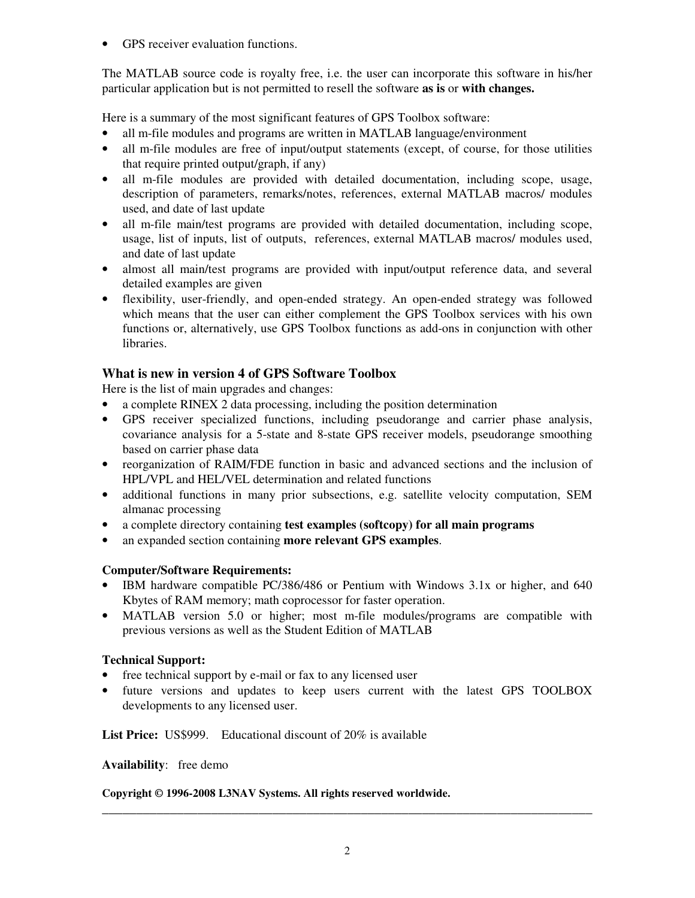- GPS receiver evaluation functions.

The MATLAB source code is royalty free, i.e. the user can incorporate this software in his/her particular application but is not permitted to resell the software **as is** or **with changes.**

Here is a summary of the most significant features of GPS Toolbox software:

- all m-file modules and programs are written in MATLAB language/environment
- all m-file modules are free of input/output statements (except, of course, for those utilities that require printed output/graph, if any)
- all m-file modules are provided with detailed documentation, including scope, usage, description of parameters, remarks/notes, references, external MATLAB macros/ modules used, and date of last update
- all m-file main/test programs are provided with detailed documentation, including scope, usage, list of inputs, list of outputs, references, external MATLAB macros/ modules used, and date of last update
- almost all main/test programs are provided with input/output reference data, and several detailed examples are given
- flexibility, user-friendly, and open-ended strategy. An open-ended strategy was followed which means that the user can either complement the GPS Toolbox services with his own functions or, alternatively, use GPS Toolbox functions as add-ons in conjunction with other libraries.

### What is new in version 4 of GPS Software Toolbox

Here is the list of main upgrades and changes:

- a complete RINEX 2 data processing, including the position determination
- GPS receiver specialized functions, including pseudorange and carrier phase analysis, covariance analysis for a 5-state and 8-state GPS receiver models, pseudorange smoothing based on carrier phase data
- reorganization of RAIM/FDE function in basic and advanced sections and the inclusion of HPL/VPL and HEL/VEL determination and related functions
- additional functions in many prior subsections, e.g. satellite velocity computation, SEM almanac processing
- a complete directory containing **test examples (softcopy) for all main programs**
- an expanded section containing **more relevant GPS examples**.

**Computer/Software Requirements:**

- IBM hardware compatible PC/386/486 or Pentium with Windows 3.1x or higher, and 640 Kbytes of RAM memory; math coprocessor for faster operation.
- MATLAB version 5.0 or higher; most m-file modules/programs are compatible with previous versions as well as the Student Edition of MATLAB

**Technical Support:**

- free technical support by e-mail or fax to any licensed user
- future versions and updates to keep users current with the latest GPS TOOLBOX developments to any licensed user.

**List Price:** US$999. Educational discount of 20% is available

**Availability**: free demo

**Copyright © 1996-2008 L3NAV Systems. All rights reserved worldwide.**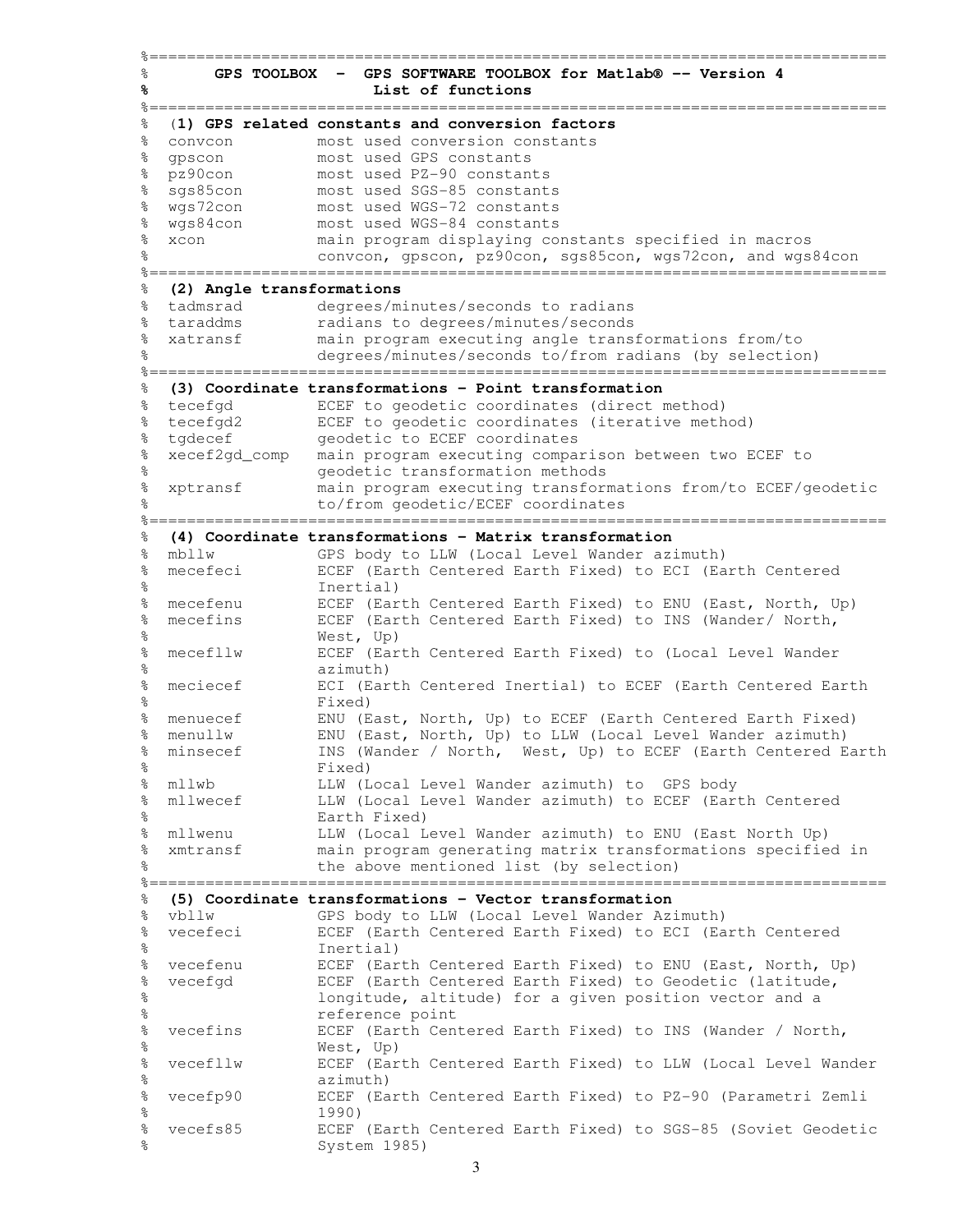```
%==============================================================================
%       GPS TOOLBOX  -  GPS SOFTWARE TOOLBOX for Matlab® -- Version 4
%                           List of functions
%==============================================================================
%  (1) GPS related constants and conversion factors
%  convcon          most used conversion constants
%  gpscon           most used GPS constants
%  pz90con          most used PZ-90 constants
%  sgs85con         most used SGS-85 constants
%  wgs72con         most used WGS-72 constants
%  wgs84con         most used WGS-84 constants
%  xcon             main program displaying constants specified in macros
%                   convcon, gpscon, pz90con, sgs85con, wgs72con, and wgs84con
%==============================================================================
%  (2) Angle transformations
%  tadmsrad         degrees/minutes/seconds to radians
%  taraddms         radians to degrees/minutes/seconds
%  xatransf         main program executing angle transformations from/to
%                   degrees/minutes/seconds to/from radians (by selection)
%==============================================================================
%  (3) Coordinate transformations - Point transformation
%  tecefgd          ECEF to geodetic coordinates (direct method)
%  tecefgd2         ECEF to geodetic coordinates (iterative method)
%  tgdecef          geodetic to ECEF coordinates
%  xecef2gd_comp    main program executing comparison between two ECEF to
%                   geodetic transformation methods
%  xptransf         main program executing transformations from/to ECEF/geodetic
%                   to/from geodetic/ECEF coordinates
%==============================================================================
%  (4) Coordinate transformations - Matrix transformation
%  mbllw            GPS body to LLW (Local Level Wander azimuth)
%  mecefeci         ECEF (Earth Centered Earth Fixed) to ECI (Earth Centered
%                   Inertial)
%  mecefenu         ECEF (Earth Centered Earth Fixed) to ENU (East, North, Up)
%  mecefins         ECEF (Earth Centered Earth Fixed) to INS (Wander/ North,
%                   West, Up)
%  mecefllw         ECEF (Earth Centered Earth Fixed) to (Local Level Wander
%                   azimuth)
%  meciecef         ECI (Earth Centered Inertial) to ECEF (Earth Centered Earth
%                   Fixed)
%  menuecef         ENU (East, North, Up) to ECEF (Earth Centered Earth Fixed)
%  menullw          ENU (East, North, Up) to LLW (Local Level Wander azimuth)
%  minsecef         INS (Wander / North,  West, Up) to ECEF (Earth Centered Earth
%                   Fixed)
%  mllwb            LLW (Local Level Wander azimuth) to  GPS body
%  mllwecef         LLW (Local Level Wander azimuth) to ECEF (Earth Centered
%                   Earth Fixed)
%  mllwenu          LLW (Local Level Wander azimuth) to ENU (East North Up)
%  xmtransf         main program generating matrix transformations specified in
%                   the above mentioned list (by selection)
%==============================================================================
%  (5) Coordinate transformations - Vector transformation
%  vbllw            GPS body to LLW (Local Level Wander Azimuth)
%  vecefeci         ECEF (Earth Centered Earth Fixed) to ECI (Earth Centered
%                   Inertial)
%  vecefenu         ECEF (Earth Centered Earth Fixed) to ENU (East, North, Up)
%  vecefgd          ECEF (Earth Centered Earth Fixed) to Geodetic (latitude,
%                   longitude, altitude) for a given position vector and a
%                   reference point
%  vecefins         ECEF (Earth Centered Earth Fixed) to INS (Wander / North,
%                   West, Up)
%  vecefllw         ECEF (Earth Centered Earth Fixed) to LLW (Local Level Wander
%                   azimuth)
%  vecefp90         ECEF (Earth Centered Earth Fixed) to PZ-90 (Parametri Zemli
%                   1990)
%  vecefs85         ECEF (Earth Centered Earth Fixed) to SGS-85 (Soviet Geodetic
%                   System 1985)
```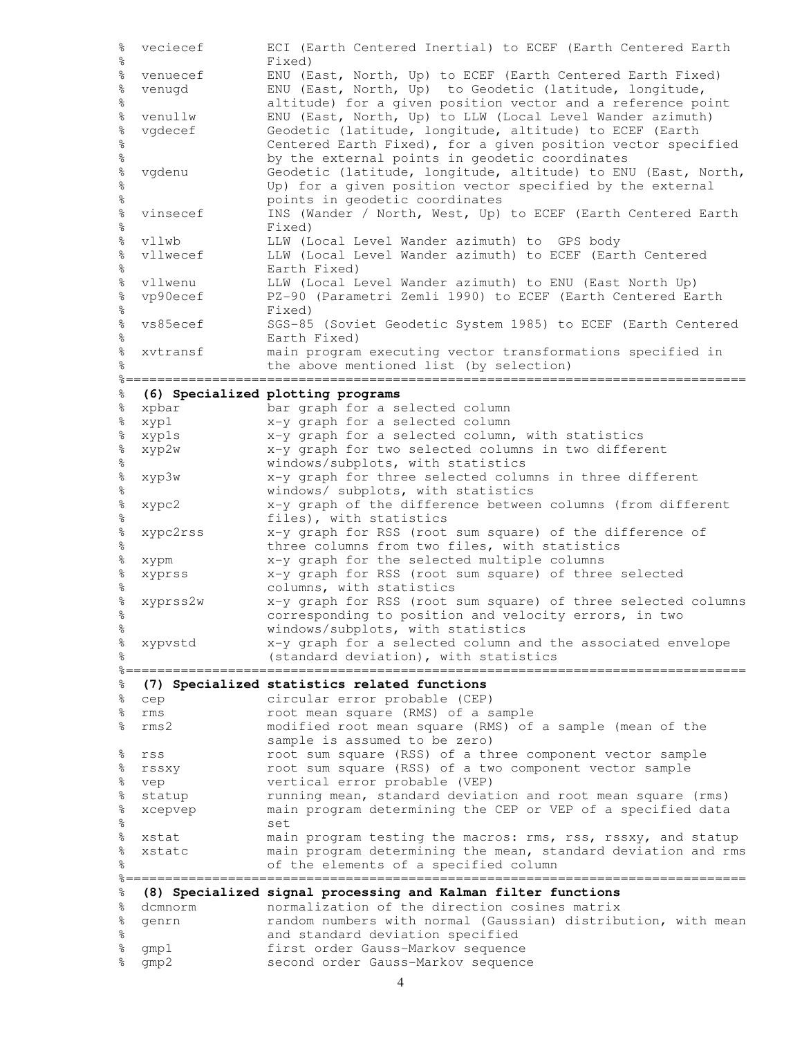```
% veciecef       ECI (Earth Centered Inertial) to ECEF (Earth Centered Earth
%                Fixed)
% venuecef       ENU (East, North, Up) to ECEF (Earth Centered Earth Fixed)
% venugd         ENU (East, North, Up)  to Geodetic (latitude, longitude,
%                altitude) for a given position vector and a reference point
% venullw        ENU (East, North, Up) to LLW (Local Level Wander azimuth)
% vgdecef        Geodetic (latitude, longitude, altitude) to ECEF (Earth
%                Centered Earth Fixed), for a given position vector specified
%                by the external points in geodetic coordinates
% vgdenu         Geodetic (latitude, longitude, altitude) to ENU (East, North,
%                Up) for a given position vector specified by the external
%                points in geodetic coordinates
% vinsecef       INS (Wander / North, West, Up) to ECEF (Earth Centered Earth
%                Fixed)
% vllwb          LLW (Local Level Wander azimuth) to  GPS body
% vllwecef       LLW (Local Level Wander azimuth) to ECEF (Earth Centered
%                Earth Fixed)
% vllwenu        LLW (Local Level Wander azimuth) to ENU (East North Up)
% vp90ecef       PZ-90 (Parametri Zemli 1990) to ECEF (Earth Centered Earth
%                Fixed)
% vs85ecef       SGS-85 (Soviet Geodetic System 1985) to ECEF (Earth Centered
%                Earth Fixed)
% xvtransf       main program executing vector transformations specified in
%                the above mentioned list (by selection)
%==============================================================================
% (6) Specialized plotting programs
% xpbar          bar graph for a selected column
% xyp1           x-y graph for a selected column
% xyp1s          x-y graph for a selected column, with statistics
% xyp2w          x-y graph for two selected columns in two different
%                windows/subplots, with statistics
% xyp3w          x-y graph for three selected columns in three different
%                windows/ subplots, with statistics
% xypc2          x-y graph of the difference between columns (from different
%                files), with statistics
% xypc2rss       x-y graph for RSS (root sum square) of the difference of
%                three columns from two files, with statistics
% xypm           x-y graph for the selected multiple columns
% xyprss         x-y graph for RSS (root sum square) of three selected
%                columns, with statistics
% xyprss2w       x-y graph for RSS (root sum square) of three selected columns
%                corresponding to position and velocity errors, in two
%                windows/subplots, with statistics
% xypvstd        x-y graph for a selected column and the associated envelope
%                (standard deviation), with statistics
%==============================================================================
% (7) Specialized statistics related functions
% cep            circular error probable (CEP)
% rms            root mean square (RMS) of a sample
% rms2           modified root mean square (RMS) of a sample (mean of the
%                sample is assumed to be zero)
% rss            root sum square (RSS) of a three component vector sample
% rssxy          root sum square (RSS) of a two component vector sample
% vep            vertical error probable (VEP)
% statup         running mean, standard deviation and root mean square (rms)
% xcepvep        main program determining the CEP or VEP of a specified data
%                set
% xstat          main program testing the macros: rms, rss, rssxy, and statup
% xstatc         main program determining the mean, standard deviation and rms
%                of the elements of a specified column
%==============================================================================
% (8) Specialized signal processing and Kalman filter functions
% dcmnorm        normalization of the direction cosines matrix
% genrn          random numbers with normal (Gaussian) distribution, with mean
%                and standard deviation specified
% gmp1           first order Gauss-Markov sequence
% gmp2           second order Gauss-Markov sequence
```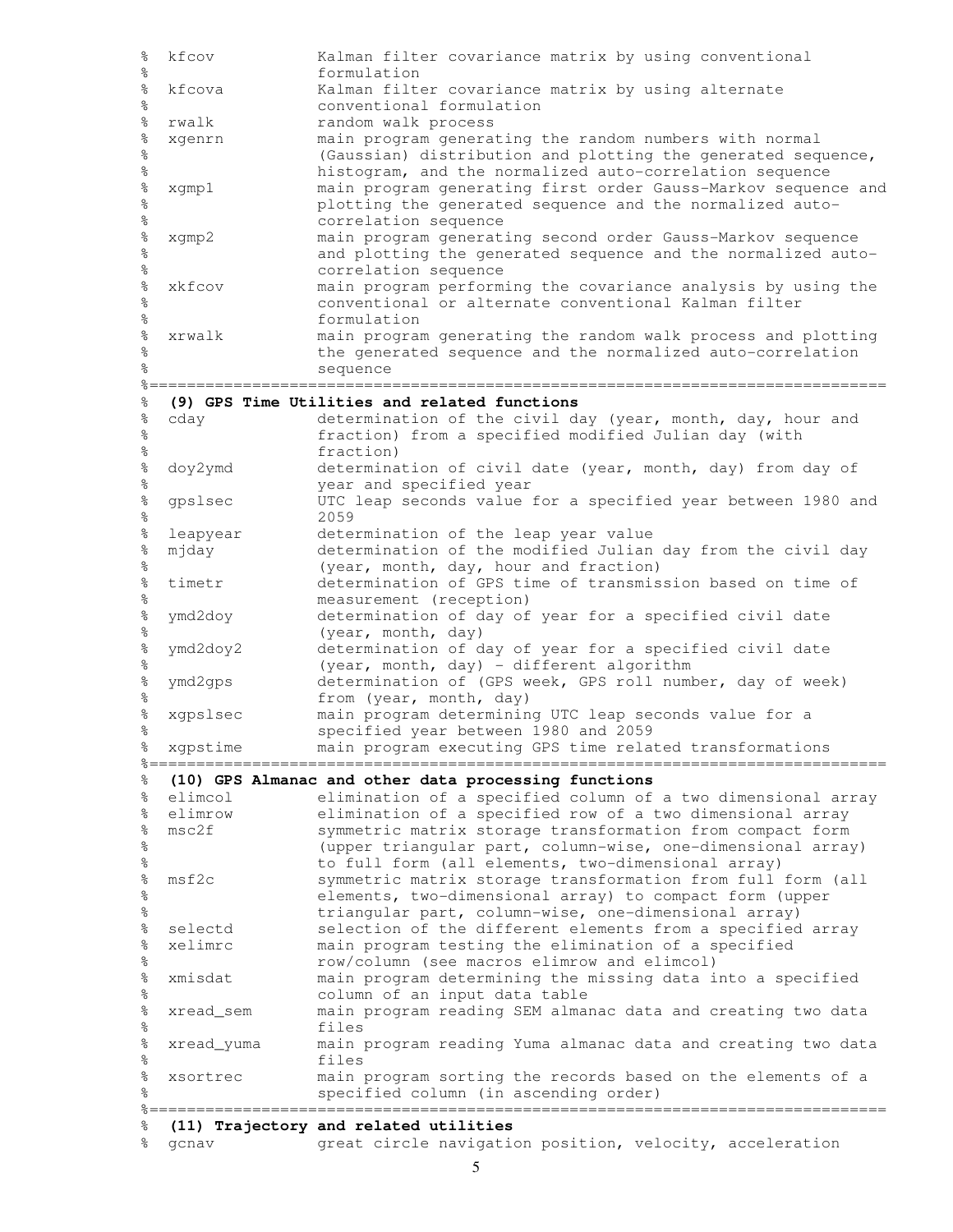```
%  kfcov          Kalman filter covariance matrix by using conventional
%                 formulation
%  kfcova         Kalman filter covariance matrix by using alternate
%                 conventional formulation
%  rwalk          random walk process
%  xgenrn         main program generating the random numbers with normal
%                 (Gaussian) distribution and plotting the generated sequence,
%                 histogram, and the normalized auto-correlation sequence
%  xgmp1          main program generating first order Gauss-Markov sequence and
%                 plotting the generated sequence and the normalized auto-
%                 correlation sequence
%  xgmp2          main program generating second order Gauss-Markov sequence
%                 and plotting the generated sequence and the normalized auto-
%                 correlation sequence
%  xkfcov         main program performing the covariance analysis by using the
%                 conventional or alternate conventional Kalman filter
%                 formulation
%  xrwalk         main program generating the random walk process and plotting
%                 the generated sequence and the normalized auto-correlation
%                 sequence
%==============================================================================
%  (9) GPS Time Utilities and related functions
%  cday           determination of the civil day (year, month, day, hour and
%                 fraction) from a specified modified Julian day (with
%                 fraction)
%  doy2ymd        determination of civil date (year, month, day) from day of
%                 year and specified year
%  gpslsec        UTC leap seconds value for a specified year between 1980 and
%                 2059
%  leapyear       determination of the leap year value
%  mjday          determination of the modified Julian day from the civil day
%                 (year, month, day, hour and fraction)
%  timetr         determination of GPS time of transmission based on time of
%                 measurement (reception)
%  ymd2doy        determination of day of year for a specified civil date
%                 (year, month, day)
%  ymd2doy2       determination of day of year for a specified civil date
%                 (year, month, day) - different algorithm
%  ymd2gps        determination of (GPS week, GPS roll number, day of week)
%                 from (year, month, day)
%  xgpslsec       main program determining UTC leap seconds value for a
%                 specified year between 1980 and 2059
%  xgpstime       main program executing GPS time related transformations
%==============================================================================
%  (10) GPS Almanac and other data processing functions
%  elimcol        elimination of a specified column of a two dimensional array
%  elimrow        elimination of a specified row of a two dimensional array
%  msc2f          symmetric matrix storage transformation from compact form
%                 (upper triangular part, column-wise, one-dimensional array)
%                 to full form (all elements, two-dimensional array)
%  msf2c          symmetric matrix storage transformation from full form (all
%                 elements, two-dimensional array) to compact form (upper
%                 triangular part, column-wise, one-dimensional array)
%  selectd        selection of the different elements from a specified array
%  xelimrc        main program testing the elimination of a specified
%                 row/column (see macros elimrow and elimcol)
%  xmisdat        main program determining the missing data into a specified
%                 column of an input data table
%  xread_sem      main program reading SEM almanac data and creating two data
%                 files
%  xread_yuma     main program reading Yuma almanac data and creating two data
%                 files
%  xsortrec       main program sorting the records based on the elements of a
%                 specified column (in ascending order)
%==============================================================================
%  (11) Trajectory and related utilities
%  gcnav          great circle navigation position, velocity, acceleration
```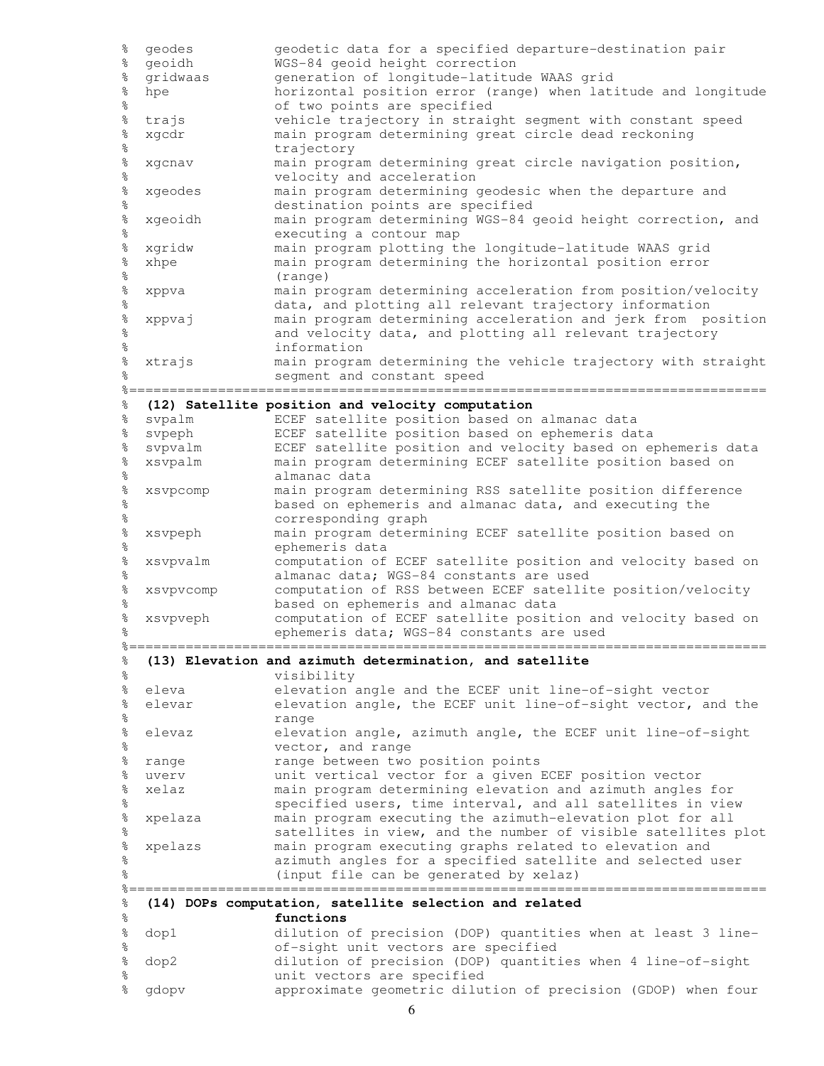```
%  geodes          geodetic data for a specified departure-destination pair
%  geoidh          WGS-84 geoid height correction
%  gridwaas        generation of longitude-latitude WAAS grid
%  hpe             horizontal position error (range) when latitude and longitude
%                  of two points are specified
%  trajs           vehicle trajectory in straight segment with constant speed
%  xgcdr           main program determining great circle dead reckoning
%                  trajectory
%  xgcnav          main program determining great circle navigation position,
%                  velocity and acceleration
%  xgeodes         main program determining geodesic when the departure and
%                  destination points are specified
%  xgeoidh         main program determining WGS-84 geoid height correction, and
%                  executing a contour map
%  xgridw          main program plotting the longitude-latitude WAAS grid
%  xhpe            main program determining the horizontal position error
%                  (range)
%  xppva           main program determining acceleration from position/velocity
%                  data, and plotting all relevant trajectory information
%  xppvaj          main program determining acceleration and jerk from  position
%                  and velocity data, and plotting all relevant trajectory
%                  information
%  xtrajs          main program determining the vehicle trajectory with straight
%                  segment and constant speed
%==============================================================================
%  (12) Satellite position and velocity computation
%  svpalm          ECEF satellite position based on almanac data
%  svpeph          ECEF satellite position based on ephemeris data
%  svpvalm         ECEF satellite position and velocity based on ephemeris data
%  xsvpalm         main program determining ECEF satellite position based on
%                  almanac data
%  xsvpcomp        main program determining RSS satellite position difference
%                  based on ephemeris and almanac data, and executing the
%                  corresponding graph
%  xsvpeph         main program determining ECEF satellite position based on
%                  ephemeris data
%  xsvpvalm        computation of ECEF satellite position and velocity based on
%                  almanac data; WGS-84 constants are used
%  xsvpvcomp       computation of RSS between ECEF satellite position/velocity
%                  based on ephemeris and almanac data
%  xsvpveph        computation of ECEF satellite position and velocity based on
%                  ephemeris data; WGS-84 constants are used
%==============================================================================
%  (13) Elevation and azimuth determination, and satellite
%                  visibility
%  eleva           elevation angle and the ECEF unit line-of-sight vector
%  elevar          elevation angle, the ECEF unit line-of-sight vector, and the
%                  range
%  elevaz          elevation angle, azimuth angle, the ECEF unit line-of-sight
%                  vector, and range
%  range           range between two position points
%  uverv           unit vertical vector for a given ECEF position vector
%  xelaz           main program determining elevation and azimuth angles for
%                  specified users, time interval, and all satellites in view
%  xpelaza         main program executing the azimuth-elevation plot for all
%                  satellites in view, and the number of visible satellites plot
%  xpelazs         main program executing graphs related to elevation and
%                  azimuth angles for a specified satellite and selected user
%                  (input file can be generated by xelaz)
%==============================================================================
%  (14) DOPs computation, satellite selection and related
%                  functions
%  dop1            dilution of precision (DOP) quantities when at least 3 line-
%                  of-sight unit vectors are specified
%  dop2            dilution of precision (DOP) quantities when 4 line-of-sight
%                  unit vectors are specified
%  gdopv           approximate geometric dilution of precision (GDOP) when four
```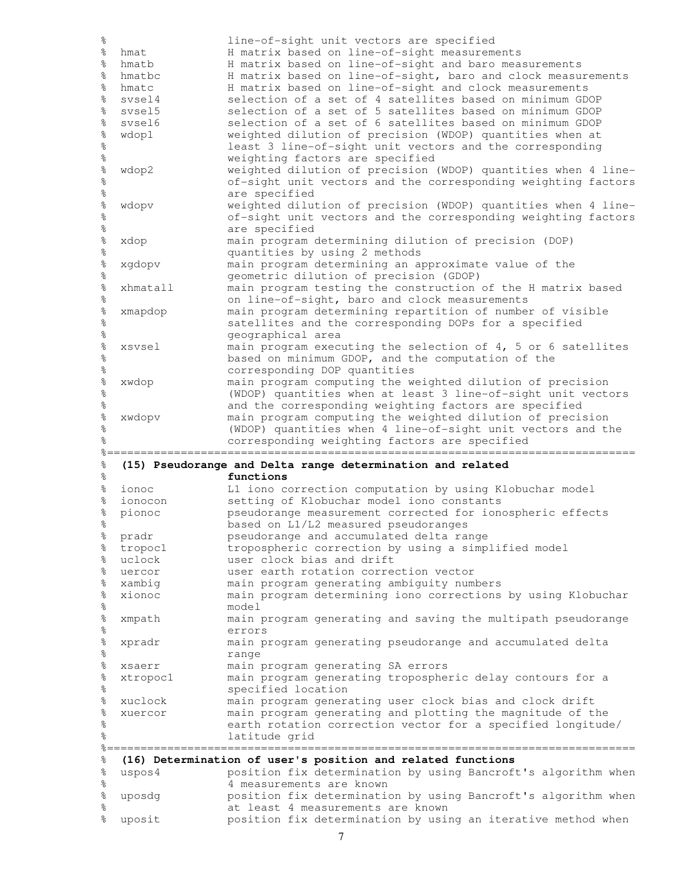```
%                    line-of-sight unit vectors are specified
%  hmat              H matrix based on line-of-sight measurements
%  hmatb             H matrix based on line-of-sight and baro measurements
%  hmatbc            H matrix based on line-of-sight, baro and clock measurements
%  hmatc             H matrix based on line-of-sight and clock measurements
%  svsel4            selection of a set of 4 satellites based on minimum GDOP
%  svsel5            selection of a set of 5 satellites based on minimum GDOP
%  svsel6            selection of a set of 6 satellites based on minimum GDOP
%  wdop1             weighted dilution of precision (WDOP) quantities when at
%                    least 3 line-of-sight unit vectors and the corresponding
%                    weighting factors are specified
%  wdop2             weighted dilution of precision (WDOP) quantities when 4 line-
%                    of-sight unit vectors and the corresponding weighting factors
%                    are specified
%  wdopv             weighted dilution of precision (WDOP) quantities when 4 line-
%                    of-sight unit vectors and the corresponding weighting factors
%                    are specified
%  xdop              main program determining dilution of precision (DOP)
%                    quantities by using 2 methods
%  xgdopv            main program determining an approximate value of the
%                    geometric dilution of precision (GDOP)
%  xhmatall          main program testing the construction of the H matrix based
%                    on line-of-sight, baro and clock measurements
%  xmapdop           main program determining repartition of number of visible
%                    satellites and the corresponding DOPs for a specified
%                    geographical area
%  xsvsel            main program executing the selection of 4, 5 or 6 satellites
%                    based on minimum GDOP, and the computation of the
%                    corresponding DOP quantities
%  xwdop             main program computing the weighted dilution of precision
%                    (WDOP) quantities when at least 3 line-of-sight unit vectors
%                    and the corresponding weighting factors are specified
%  xwdopv            main program computing the weighted dilution of precision
%                    (WDOP) quantities when 4 line-of-sight unit vectors and the
%                    corresponding weighting factors are specified
%==============================================================================
%  (15) Pseudorange and Delta range determination and related
%                    functions
%  ionoc             L1 iono correction computation by using Klobuchar model
%  ionocon           setting of Klobuchar model iono constants
%  pionoc            pseudorange measurement corrected for ionospheric effects
%                    based on L1/L2 measured pseudoranges
%  pradr             pseudorange and accumulated delta range
%  tropoc1           tropospheric correction by using a simplified model
%  uclock            user clock bias and drift
%  uercor            user earth rotation correction vector
%  xambig            main program generating ambiguity numbers
%  xionoc            main program determining iono corrections by using Klobuchar
%                    model
%  xmpath            main program generating and saving the multipath pseudorange
%                    errors
%  xpradr            main program generating pseudorange and accumulated delta
%                    range
%  xsaerr            main program generating SA errors
%  xtropoc1          main program generating tropospheric delay contours for a
%                    specified location
%  xuclock           main program generating user clock bias and clock drift
%  xuercor           main program generating and plotting the magnitude of the
%                    earth rotation correction vector for a specified longitude/
%                    latitude grid
%==============================================================================
%  (16) Determination of user's position and related functions
%  uspos4            position fix determination by using Bancroft's algorithm when
%                    4 measurements are known
%  uposdg            position fix determination by using Bancroft's algorithm when
%                    at least 4 measurements are known
%  uposit            position fix determination by using an iterative method when
```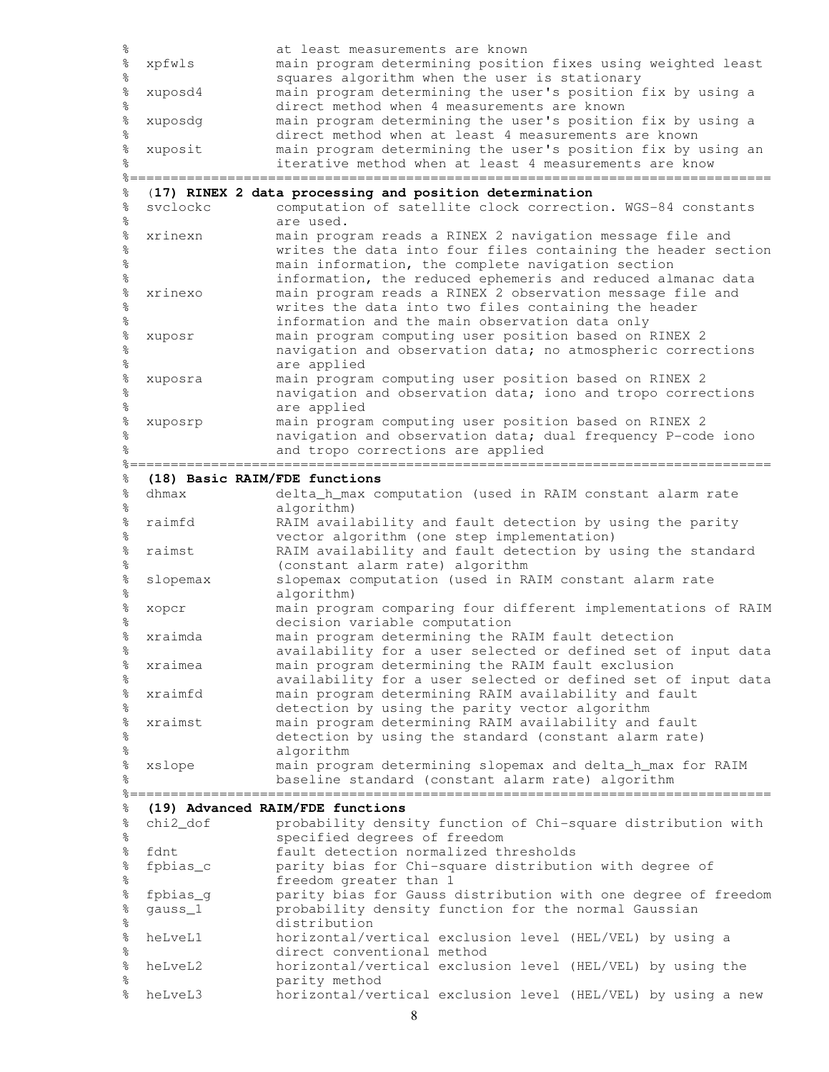```
%                    at least measurements are known
%  xpfwls            main program determining position fixes using weighted least
%                    squares algorithm when the user is stationary
%  xuposd4           main program determining the user's position fix by using a
%                    direct method when 4 measurements are known
%  xuposdg           main program determining the user's position fix by using a
%                    direct method when at least 4 measurements are known
%  xuposit           main program determining the user's position fix by using an
%                    iterative method when at least 4 measurements are know
%==============================================================================
%  (17) RINEX 2 data processing and position determination
%  svclockc          computation of satellite clock correction. WGS-84 constants
%                    are used.
%  xrinexn           main program reads a RINEX 2 navigation message file and
%                    writes the data into four files containing the header section
%                    main information, the complete navigation section
%                    information, the reduced ephemeris and reduced almanac data
%  xrinexo           main program reads a RINEX 2 observation message file and
%                    writes the data into two files containing the header
%                    information and the main observation data only
%  xuposr            main program computing user position based on RINEX 2
%                    navigation and observation data; no atmospheric corrections
%                    are applied
%  xuposra           main program computing user position based on RINEX 2
%                    navigation and observation data; iono and tropo corrections
%                    are applied
%  xuposrp           main program computing user position based on RINEX 2
%                    navigation and observation data; dual frequency P-code iono
%                    and tropo corrections are applied
%==============================================================================
%  (18) Basic RAIM/FDE functions
%  dhmax             delta_h_max computation (used in RAIM constant alarm rate
%                    algorithm)
%  raimfd            RAIM availability and fault detection by using the parity
%                    vector algorithm (one step implementation)
%  raimst            RAIM availability and fault detection by using the standard
%                    (constant alarm rate) algorithm
%  slopemax          slopemax computation (used in RAIM constant alarm rate
%                    algorithm)
%  xopcr             main program comparing four different implementations of RAIM
%                    decision variable computation
%  xraimda           main program determining the RAIM fault detection
%                    availability for a user selected or defined set of input data
%  xraimea           main program determining the RAIM fault exclusion
%                    availability for a user selected or defined set of input data
%  xraimfd           main program determining RAIM availability and fault
%                    detection by using the parity vector algorithm
%  xraimst           main program determining RAIM availability and fault
%                    detection by using the standard (constant alarm rate)
%                    algorithm
%  xslope            main program determining slopemax and delta_h_max for RAIM
%                    baseline standard (constant alarm rate) algorithm
%==============================================================================
%  (19) Advanced RAIM/FDE functions
%  chi2_dof          probability density function of Chi-square distribution with
%                    specified degrees of freedom
%  fdnt              fault detection normalized thresholds
%  fpbias_c          parity bias for Chi-square distribution with degree of
%                    freedom greater than 1
%  fpbias_g          parity bias for Gauss distribution with one degree of freedom
%  gauss_1           probability density function for the normal Gaussian
%                    distribution
%  heLveL1           horizontal/vertical exclusion level (HEL/VEL) by using a
%                    direct conventional method
%  heLveL2           horizontal/vertical exclusion level (HEL/VEL) by using the
%                    parity method
%  heLveL3           horizontal/vertical exclusion level (HEL/VEL) by using a new
```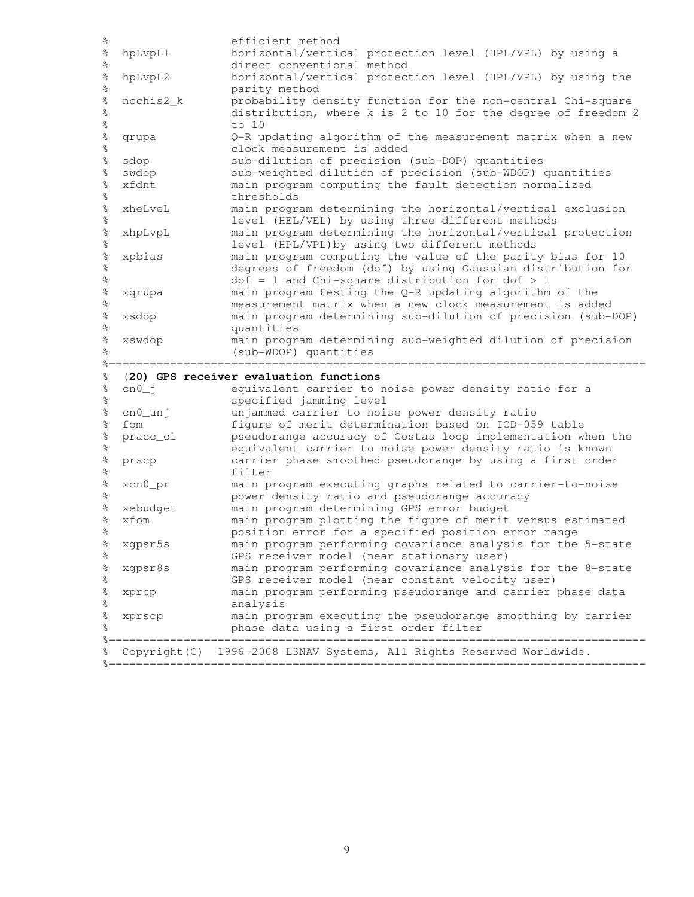```
%                     efficient method
%  hpLvpL1            horizontal/vertical protection level (HPL/VPL) by using a
%                     direct conventional method
%  hpLvpL2            horizontal/vertical protection level (HPL/VPL) by using the
%                     parity method
%  ncchis2_k          probability density function for the non-central Chi-square
%                     distribution, where k is 2 to 10 for the degree of freedom 2
%                     to 10
%  qrupa              Q-R updating algorithm of the measurement matrix when a new
%                     clock measurement is added
%  sdop               sub-dilution of precision (sub-DOP) quantities
%  swdop              sub-weighted dilution of precision (sub-WDOP) quantities
%  xfdnt              main program computing the fault detection normalized
%                     thresholds
%  xheLveL            main program determining the horizontal/vertical exclusion
%                     level (HEL/VEL) by using three different methods
%  xhpLvpL            main program determining the horizontal/vertical protection
%                     level (HPL/VPL)by using two different methods
%  xpbias             main program computing the value of the parity bias for 10
%                     degrees of freedom (dof) by using Gaussian distribution for
%                     dof = 1 and Chi-square distribution for dof > 1
%  xqrupa             main program testing the Q-R updating algorithm of the
%                     measurement matrix when a new clock measurement is added
%  xsdop              main program determining sub-dilution of precision (sub-DOP)
%                     quantities
%  xswdop             main program determining sub-weighted dilution of precision
%                     (sub-WDOP) quantities
%==============================================================================
%  (20) GPS receiver evaluation functions
%  cn0_j              equivalent carrier to noise power density ratio for a
%                     specified jamming level
%  cn0_unj            unjammed carrier to noise power density ratio
%  fom                figure of merit determination based on ICD-059 table
%  pracc_cl           pseudorange accuracy of Costas loop implementation when the
%                     equivalent carrier to noise power density ratio is known
%  prscp              carrier phase smoothed pseudorange by using a first order
%                     filter
%  xcn0_pr            main program executing graphs related to carrier-to-noise
%                     power density ratio and pseudorange accuracy
%  xebudget           main program determining GPS error budget
%  xfom               main program plotting the figure of merit versus estimated
%                     position error for a specified position error range
%  xgpsr5s            main program performing covariance analysis for the 5-state
%                     GPS receiver model (near stationary user)
%  xgpsr8s            main program performing covariance analysis for the 8-state
%                     GPS receiver model (near constant velocity user)
%  xprcp              main program performing pseudorange and carrier phase data
%                     analysis
%  xprscp             main program executing the pseudorange smoothing by carrier
%                     phase data using a first order filter
%==============================================================================
%  Copyright(C)  1996-2008 L3NAV Systems, All Rights Reserved Worldwide.
%==============================================================================
```